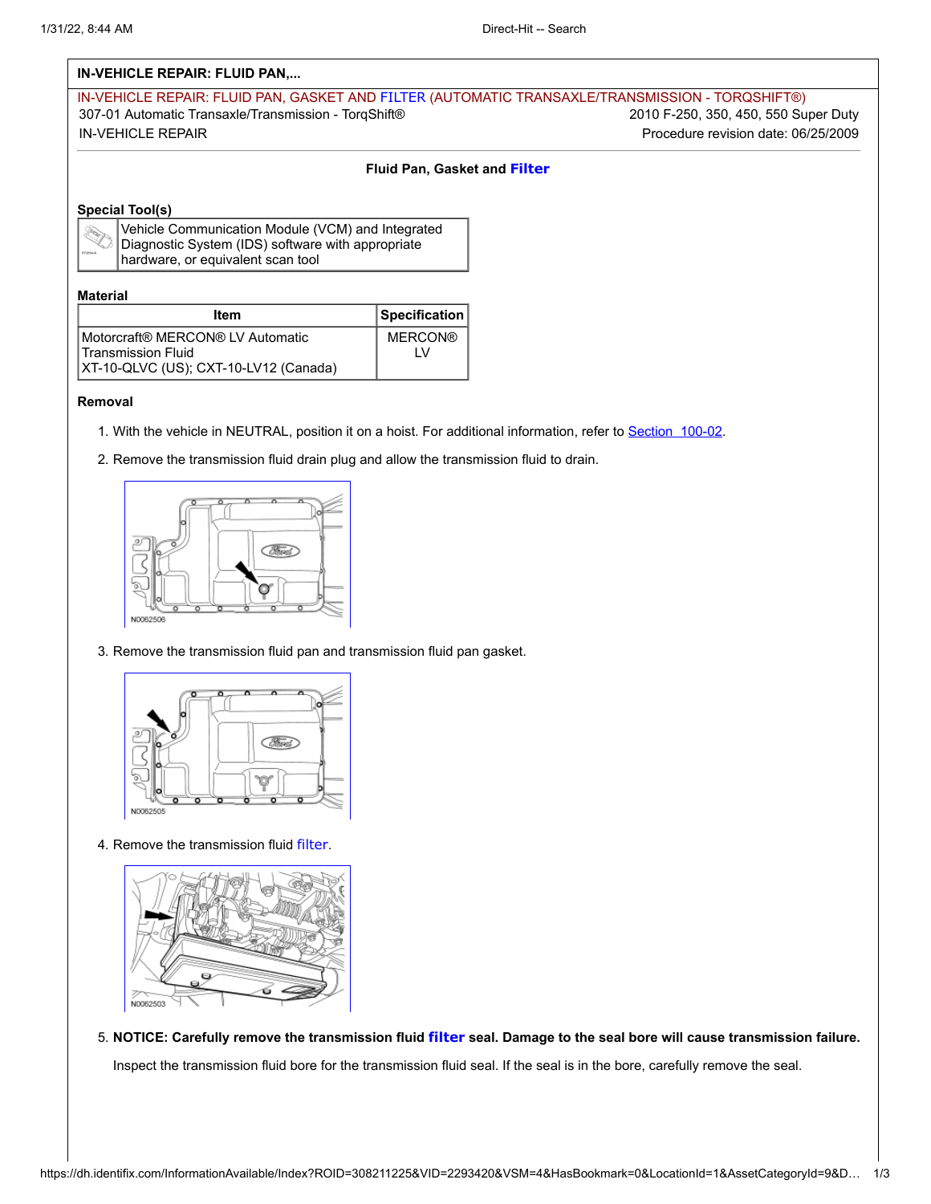**IN-VEHICLE REPAIR: FLUID PAN,...**

IN-VEHICLE REPAIR: FLUID PAN, GASKET AND FILTER (AUTOMATIC TRANSAXLE/TRANSMISSION - TORQSHIFT®)

307-01 Automatic Transaxle/Transmission - TorqShift® — 2010 F-250, 350, 450, 550 Super Duty

IN-VEHICLE REPAIR — Procedure revision date: 06/25/2009

## Fluid Pan, Gasket and Filter

### Special Tool(s)

| | |
|---|---|
| | Vehicle Communication Module (VCM) and Integrated Diagnostic System (IDS) software with appropriate hardware, or equivalent scan tool |

### Material

| Item | Specification |
|---|---|
| Motorcraft® MERCON® LV Automatic Transmission Fluid XT-10-QLVC (US); CXT-10-LV12 (Canada) | MERCON® LV |

### Removal

1. With the vehicle in NEUTRAL, position it on a hoist. For additional information, refer to Section 100-02.
2. Remove the transmission fluid drain plug and allow the transmission fluid to drain.

N0062506

3. Remove the transmission fluid pan and transmission fluid pan gasket.

N0062505

4. Remove the transmission fluid filter.

N0062503

5. **NOTICE: Carefully remove the transmission fluid filter seal. Damage to the seal bore will cause transmission failure.**

   Inspect the transmission fluid bore for the transmission fluid seal. If the seal is in the bore, carefully remove the seal.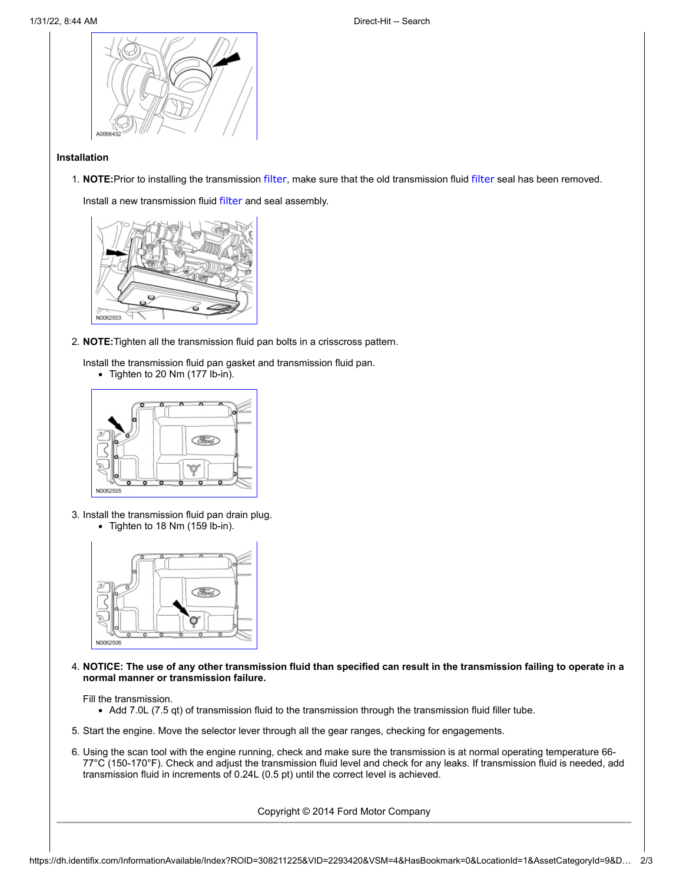### Installation

1. **NOTE:** Prior to installing the transmission filter, make sure that the old transmission fluid filter seal has been removed.

   Install a new transmission fluid filter and seal assembly.

2. **NOTE:** Tighten all the transmission fluid pan bolts in a crisscross pattern.

   Install the transmission fluid pan gasket and transmission fluid pan.
   - Tighten to 20 Nm (177 lb-in).

3. Install the transmission fluid pan drain plug.
   - Tighten to 18 Nm (159 lb-in).

4. **NOTICE: The use of any other transmission fluid than specified can result in the transmission failing to operate in a normal manner or transmission failure.**

   Fill the transmission.
   - Add 7.0L (7.5 qt) of transmission fluid to the transmission through the transmission fluid filler tube.

5. Start the engine. Move the selector lever through all the gear ranges, checking for engagements.

6. Using the scan tool with the engine running, check and make sure the transmission is at normal operating temperature 66-77°C (150-170°F). Check and adjust the transmission fluid level and check for any leaks. If transmission fluid is needed, add transmission fluid in increments of 0.24L (0.5 pt) until the correct level is achieved.

Copyright © 2014 Ford Motor Company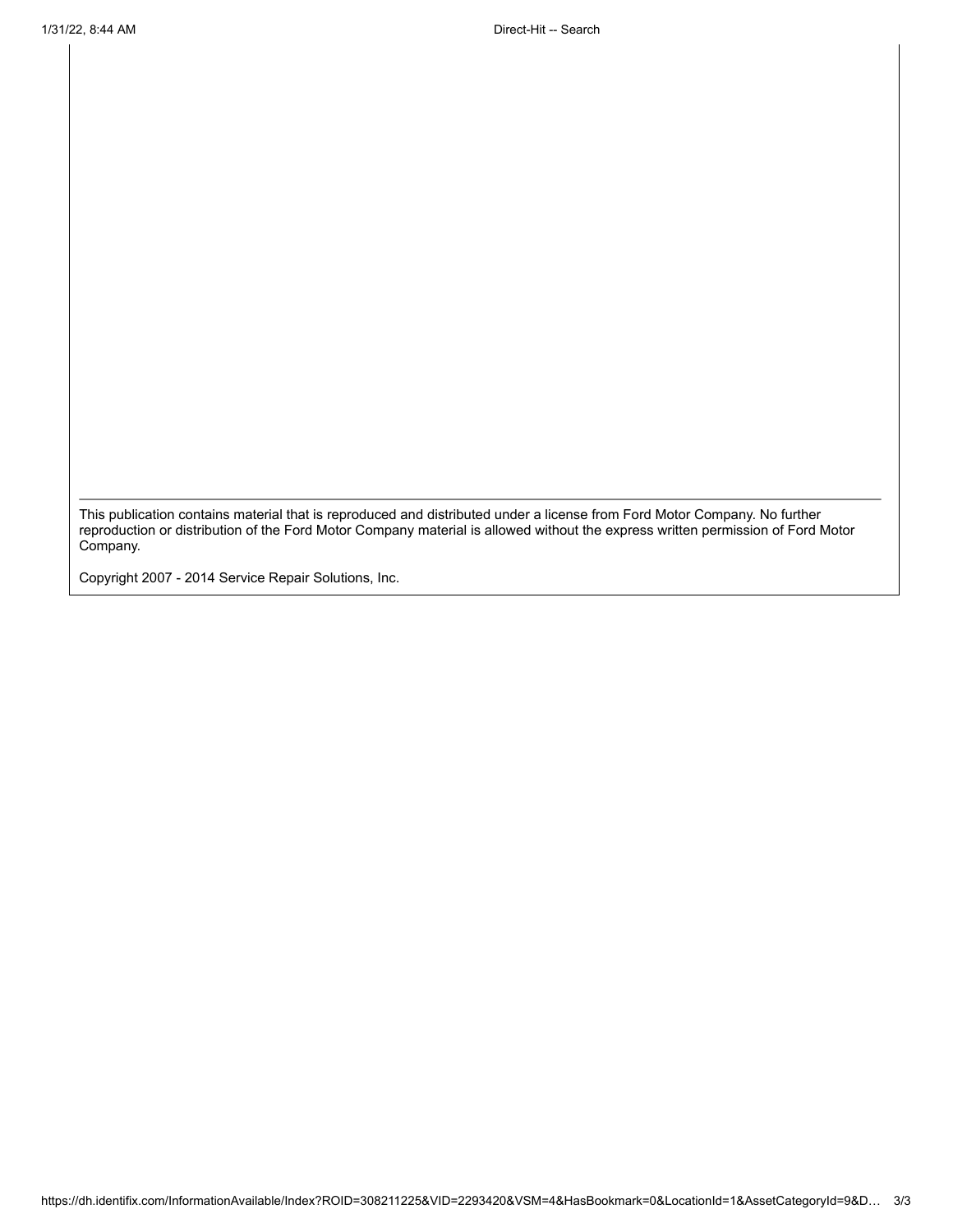---

This publication contains material that is reproduced and distributed under a license from Ford Motor Company. No further reproduction or distribution of the Ford Motor Company material is allowed without the express written permission of Ford Motor Company.

Copyright 2007 - 2014 Service Repair Solutions, Inc.